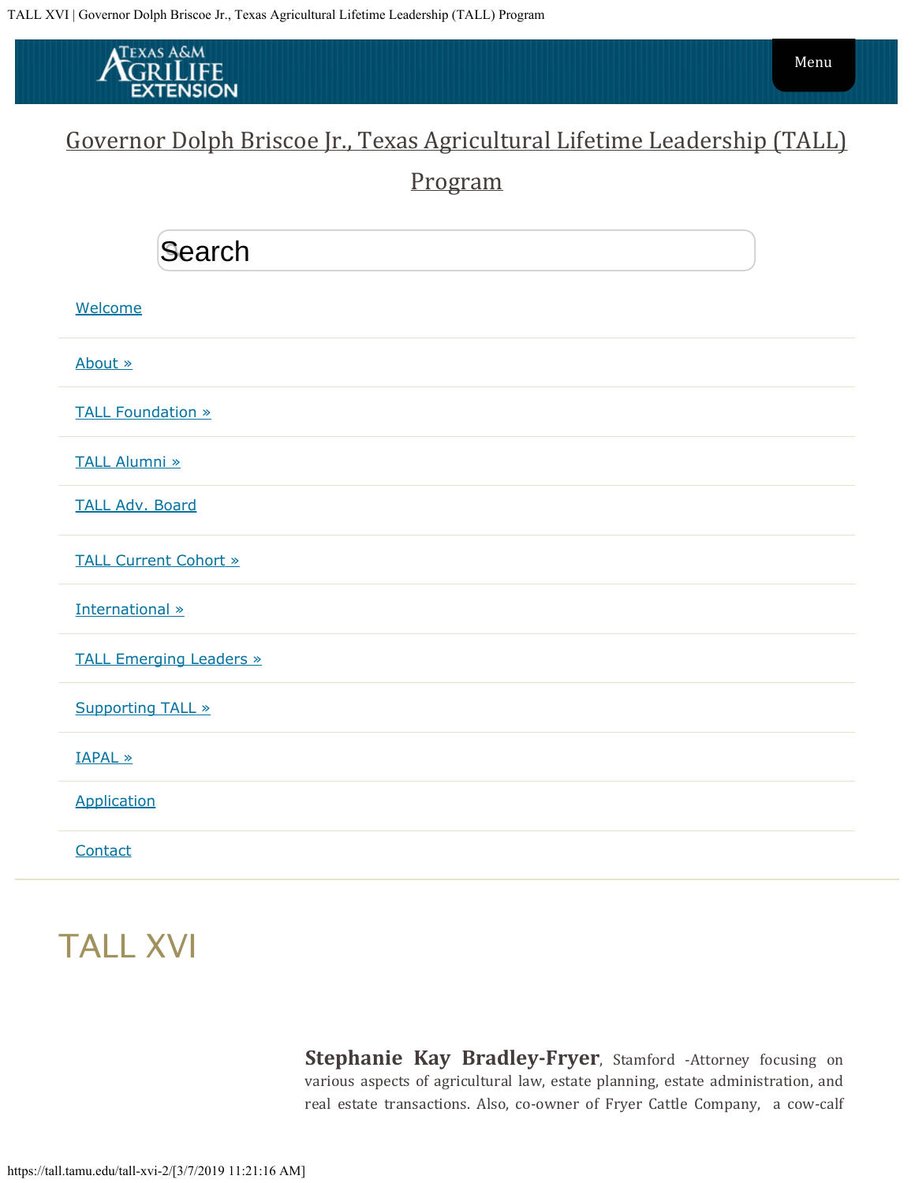Governor Dolph Briscoe Jr., Texas Agricultural Lifetime Leadership (TALL) Program

Search

- Welcome
- About »
- TALL Foundation »
- TALL Alumni »
- TALL Adv. Board
- TALL Current Cohort »
- International »
- TALL Emerging Leaders »
- Supporting TALL »
- IAPAL »
- Application
- Contact

# TALL XVI

**Stephanie Kay Bradley-Fryer**, Stamford -Attorney focusing on various aspects of agricultural law, estate planning, estate administration, and real estate transactions. Also, co-owner of Fryer Cattle Company, a cow-calf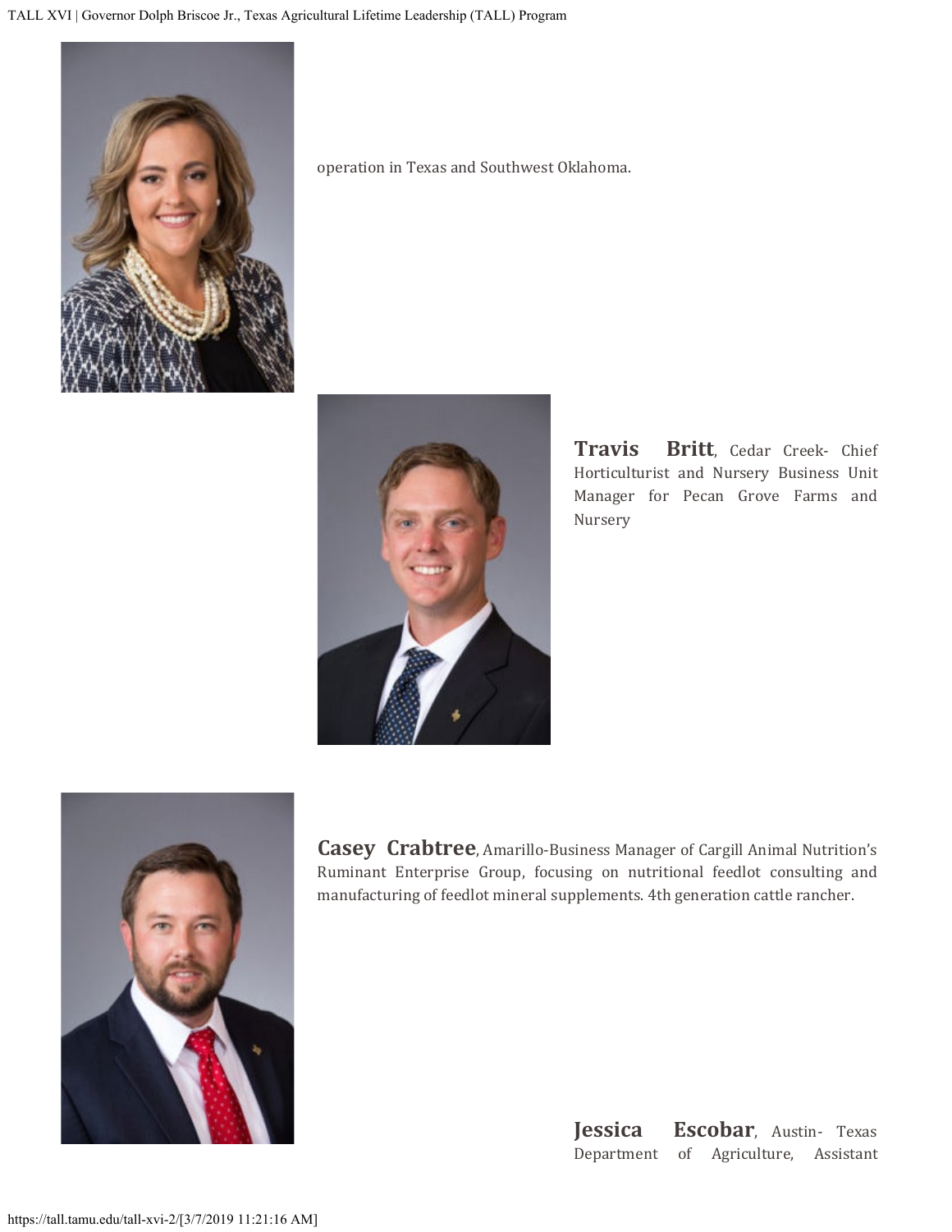operation in Texas and Southwest Oklahoma.

**Travis Britt**, Cedar Creek- Chief Horticulturist and Nursery Business Unit Manager for Pecan Grove Farms and Nursery

**Casey Crabtree**, Amarillo-Business Manager of Cargill Animal Nutrition's Ruminant Enterprise Group, focusing on nutritional feedlot consulting and manufacturing of feedlot mineral supplements. 4th generation cattle rancher.

**Jessica Escobar**, Austin- Texas Department of Agriculture, Assistant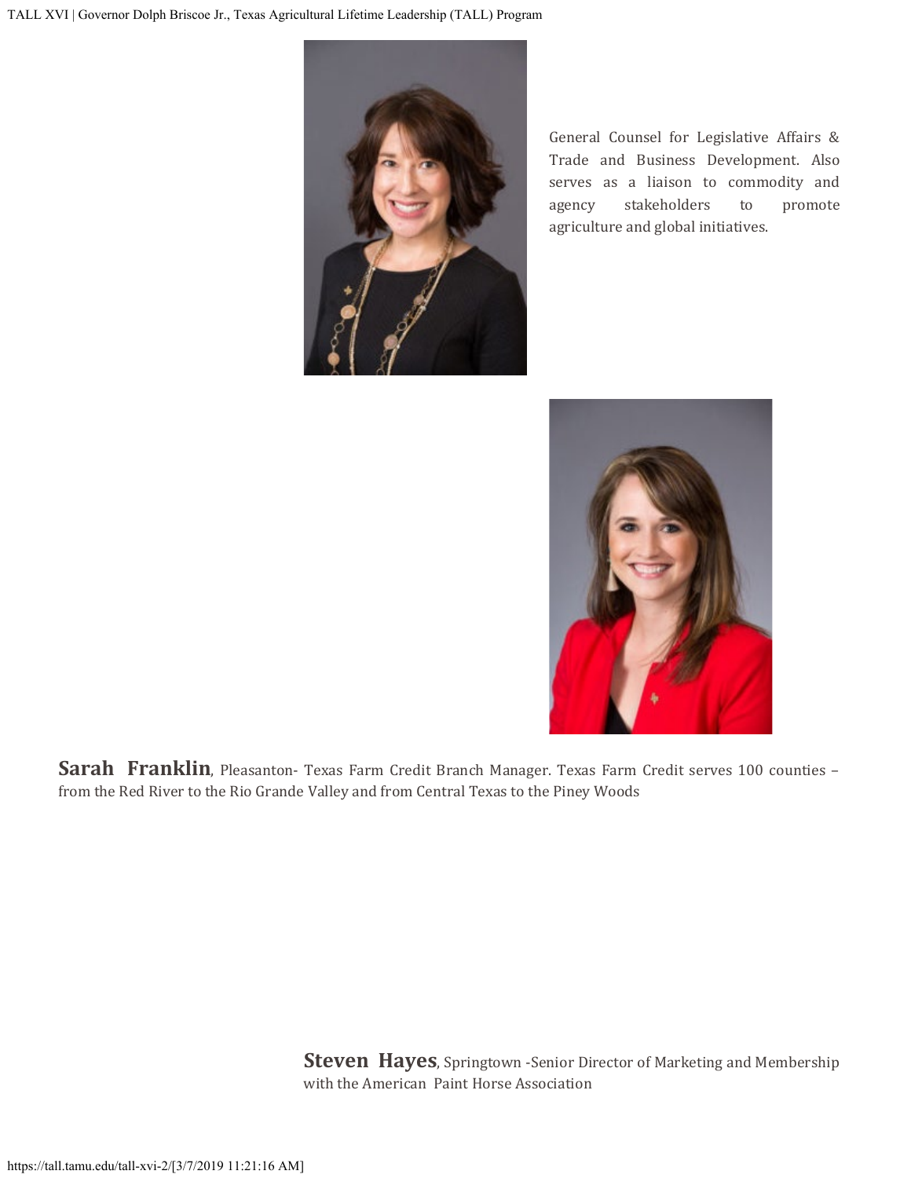General Counsel for Legislative Affairs & Trade and Business Development. Also serves as a liaison to commodity and agency stakeholders to promote agriculture and global initiatives.

**Sarah Franklin**, Pleasanton- Texas Farm Credit Branch Manager. Texas Farm Credit serves 100 counties – from the Red River to the Rio Grande Valley and from Central Texas to the Piney Woods

**Steven Hayes**, Springtown -Senior Director of Marketing and Membership with the American Paint Horse Association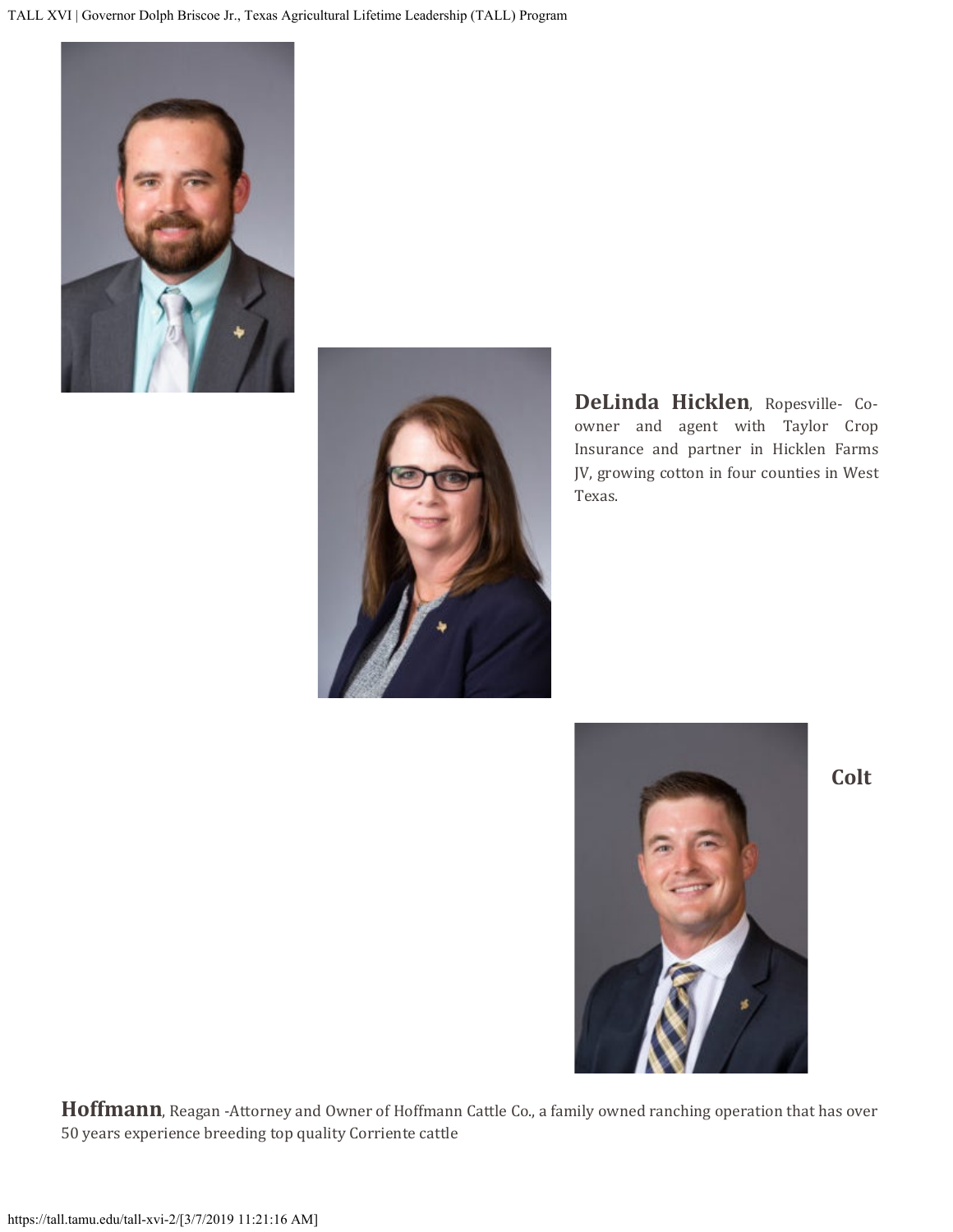**DeLinda Hicklen**, Ropesville- Co-owner and agent with Taylor Crop Insurance and partner in Hicklen Farms JV, growing cotton in four counties in West Texas.

**Colt Hoffmann**, Reagan -Attorney and Owner of Hoffmann Cattle Co., a family owned ranching operation that has over 50 years experience breeding top quality Corriente cattle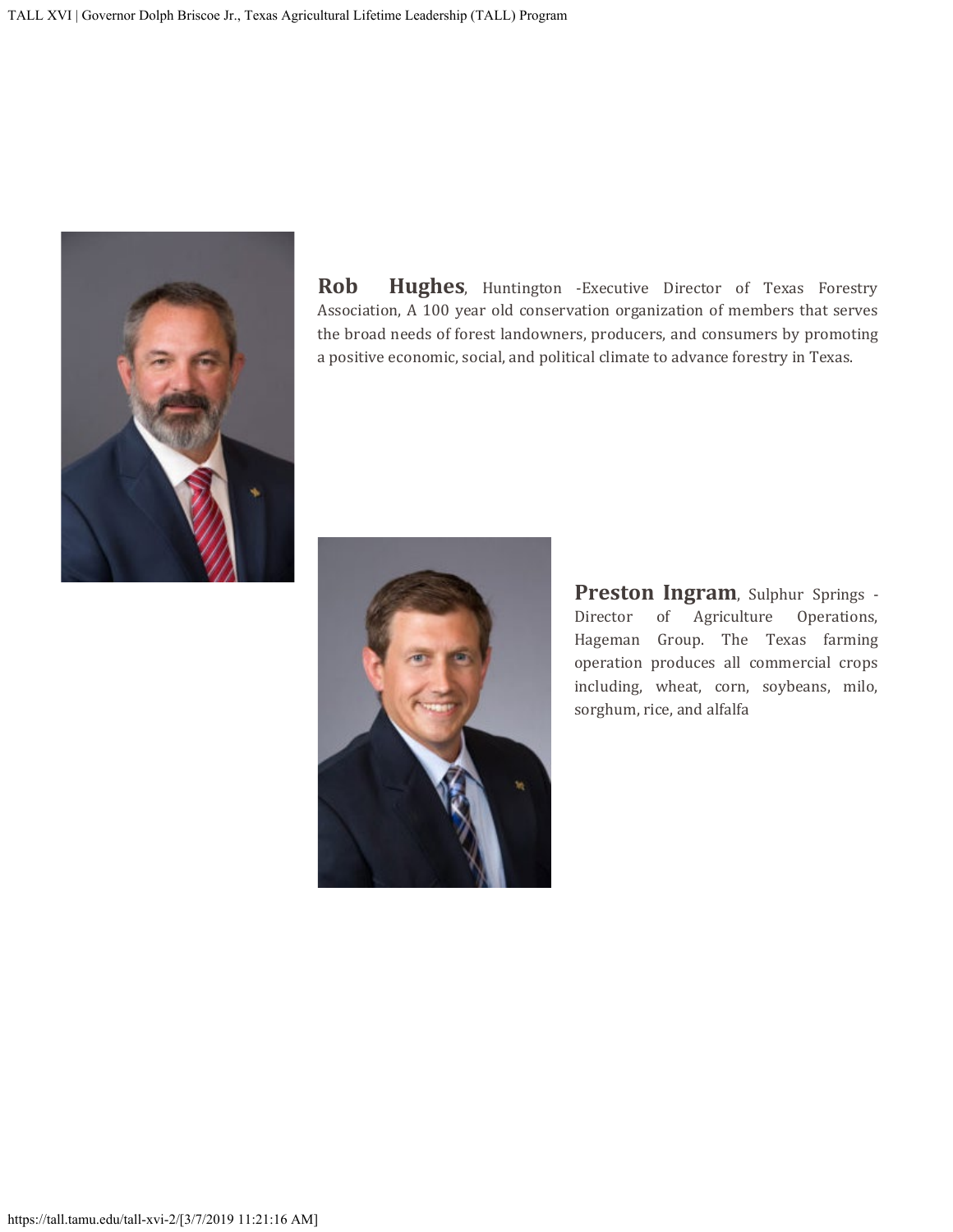**Rob Hughes**, Huntington -Executive Director of Texas Forestry Association, A 100 year old conservation organization of members that serves the broad needs of forest landowners, producers, and consumers by promoting a positive economic, social, and political climate to advance forestry in Texas.

**Preston Ingram**, Sulphur Springs - Director of Agriculture Operations, Hageman Group. The Texas farming operation produces all commercial crops including, wheat, corn, soybeans, milo, sorghum, rice, and alfalfa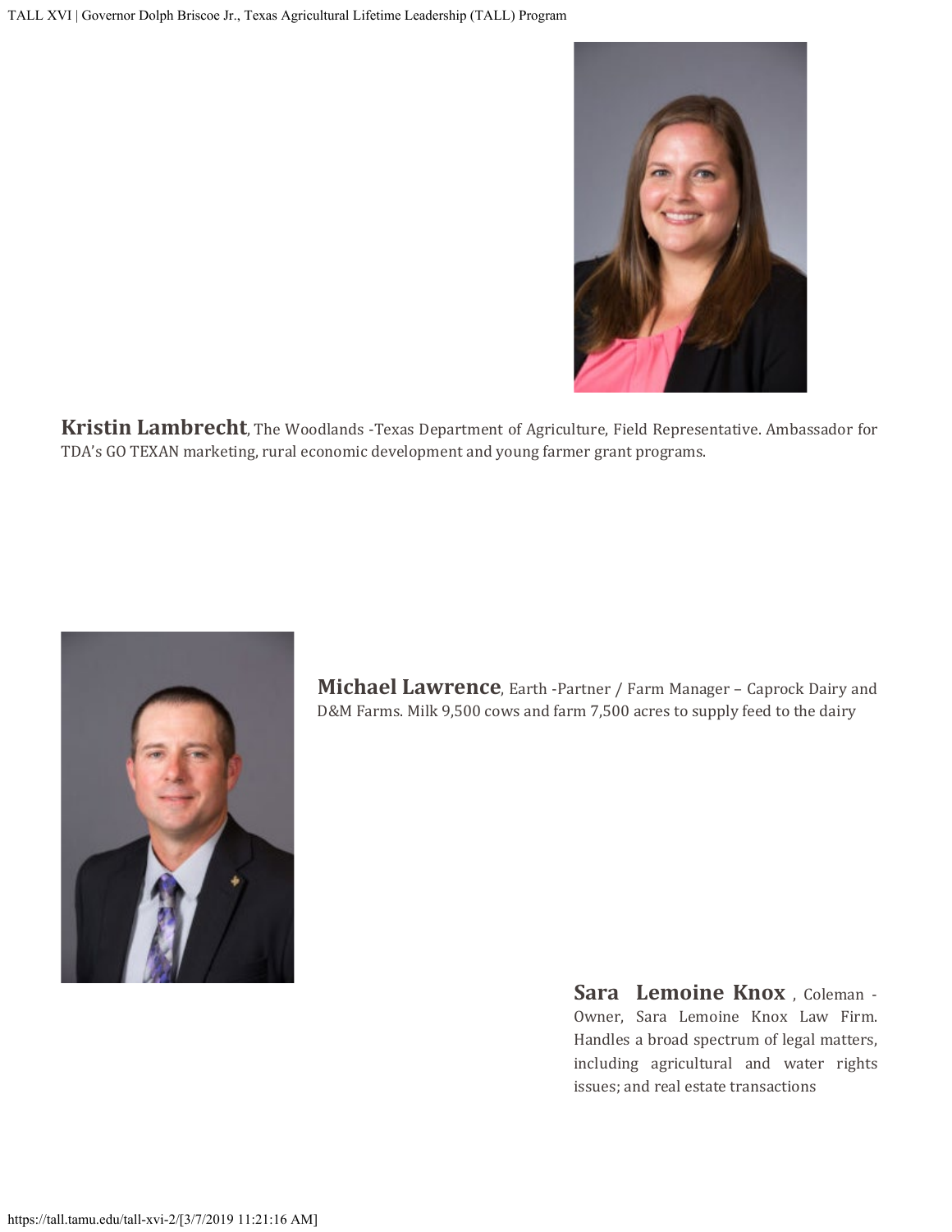**Kristin Lambrecht**, The Woodlands -Texas Department of Agriculture, Field Representative. Ambassador for TDA's GO TEXAN marketing, rural economic development and young farmer grant programs.

**Michael Lawrence**, Earth -Partner / Farm Manager – Caprock Dairy and D&M Farms. Milk 9,500 cows and farm 7,500 acres to supply feed to the dairy

**Sara Lemoine Knox** , Coleman - Owner, Sara Lemoine Knox Law Firm. Handles a broad spectrum of legal matters, including agricultural and water rights issues; and real estate transactions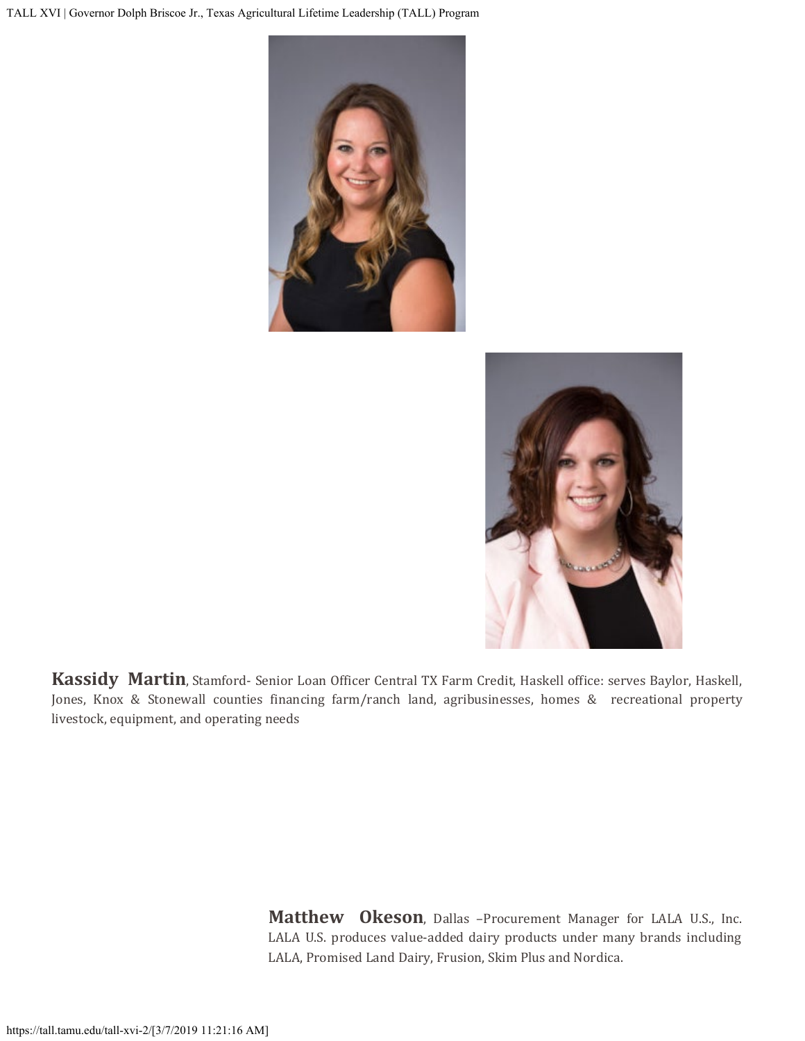**Kassidy Martin**, Stamford- Senior Loan Officer Central TX Farm Credit, Haskell office: serves Baylor, Haskell, Jones, Knox & Stonewall counties financing farm/ranch land, agribusinesses, homes & recreational property livestock, equipment, and operating needs

**Matthew Okeson**, Dallas –Procurement Manager for LALA U.S., Inc. LALA U.S. produces value-added dairy products under many brands including LALA, Promised Land Dairy, Frusion, Skim Plus and Nordica.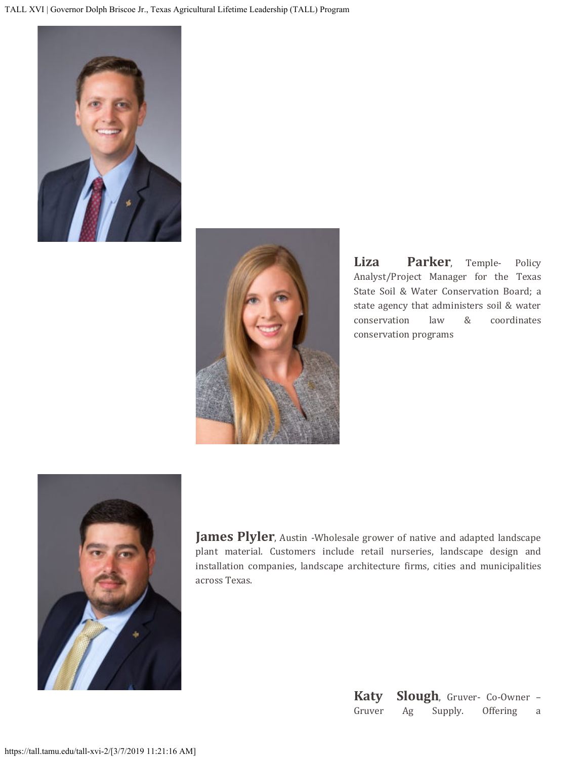**Liza Parker**, Temple- Policy Analyst/Project Manager for the Texas State Soil & Water Conservation Board; a state agency that administers soil & water conservation law & coordinates conservation programs

**James Plyler**, Austin -Wholesale grower of native and adapted landscape plant material. Customers include retail nurseries, landscape design and installation companies, landscape architecture firms, cities and municipalities across Texas.

**Katy Slough**, Gruver- Co-Owner – Gruver Ag Supply. Offering a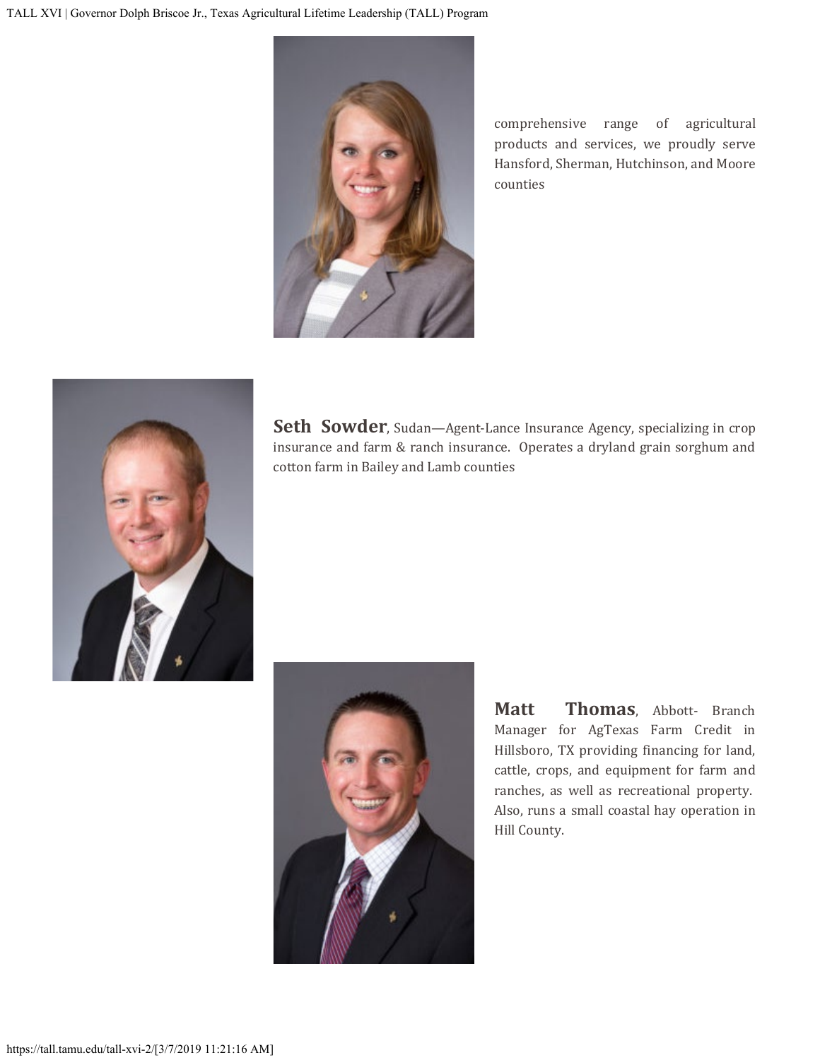comprehensive range of agricultural products and services, we proudly serve Hansford, Sherman, Hutchinson, and Moore counties

**Seth Sowder**, Sudan—Agent-Lance Insurance Agency, specializing in crop insurance and farm & ranch insurance. Operates a dryland grain sorghum and cotton farm in Bailey and Lamb counties

**Matt Thomas**, Abbott- Branch Manager for AgTexas Farm Credit in Hillsboro, TX providing financing for land, cattle, crops, and equipment for farm and ranches, as well as recreational property. Also, runs a small coastal hay operation in Hill County.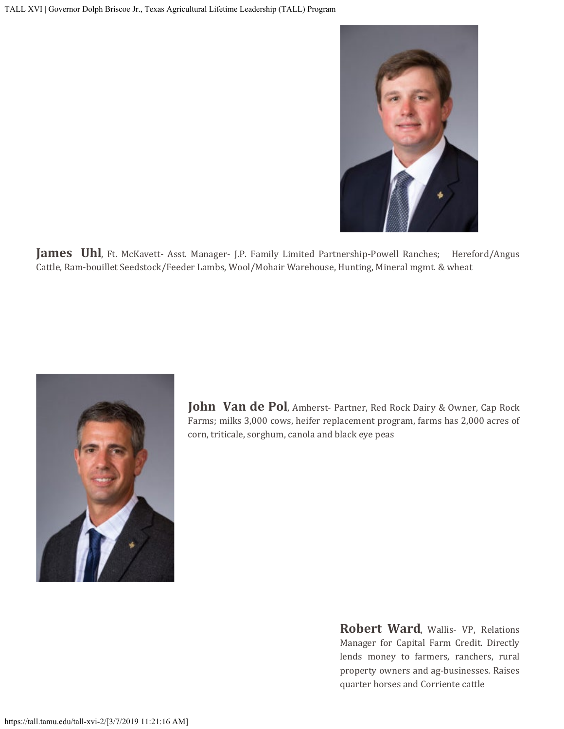**James Uhl**, Ft. McKavett- Asst. Manager- J.P. Family Limited Partnership-Powell Ranches; Hereford/Angus Cattle, Ram-bouillet Seedstock/Feeder Lambs, Wool/Mohair Warehouse, Hunting, Mineral mgmt. & wheat

**John Van de Pol**, Amherst- Partner, Red Rock Dairy & Owner, Cap Rock Farms; milks 3,000 cows, heifer replacement program, farms has 2,000 acres of corn, triticale, sorghum, canola and black eye peas

**Robert Ward**, Wallis- VP, Relations Manager for Capital Farm Credit. Directly lends money to farmers, ranchers, rural property owners and ag-businesses. Raises quarter horses and Corriente cattle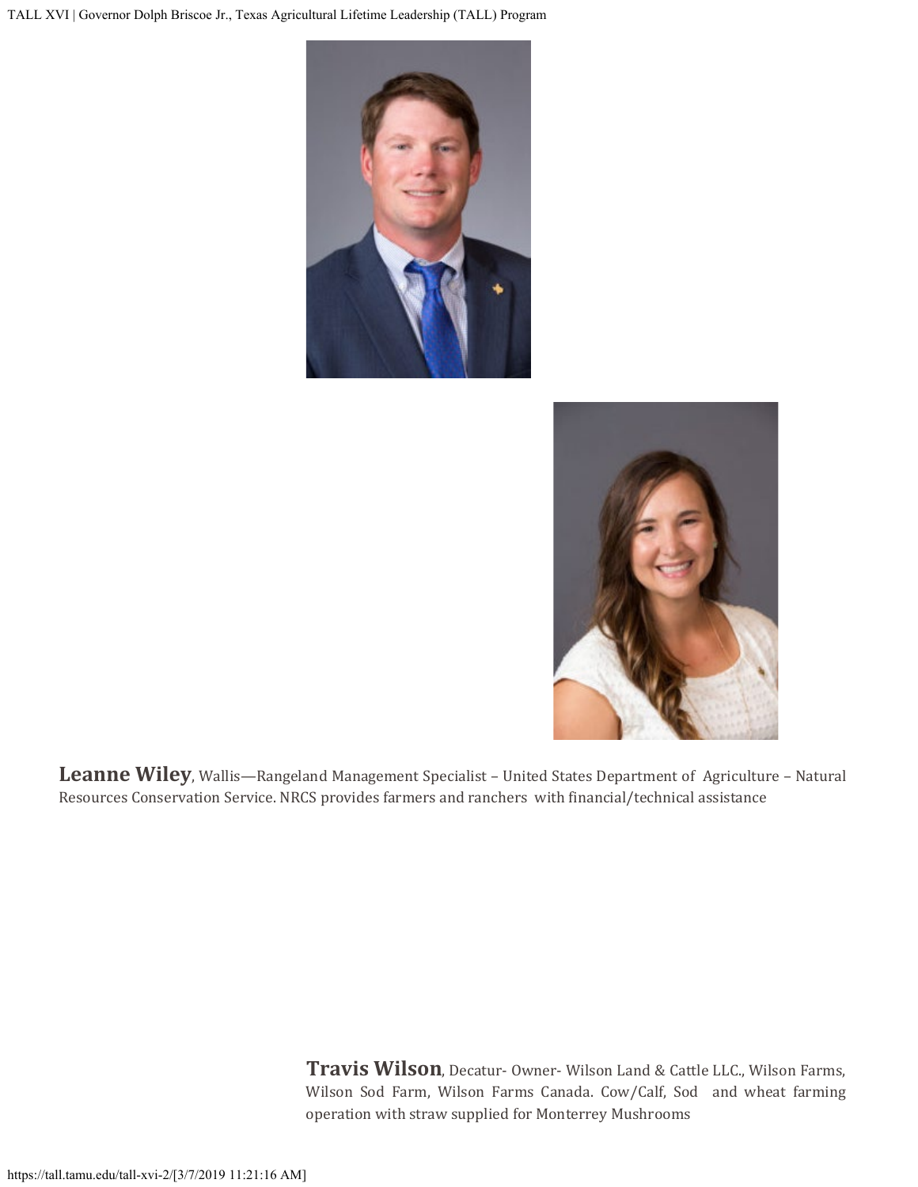**Leanne Wiley**, Wallis—Rangeland Management Specialist – United States Department of Agriculture – Natural Resources Conservation Service. NRCS provides farmers and ranchers with financial/technical assistance

**Travis Wilson**, Decatur- Owner- Wilson Land & Cattle LLC., Wilson Farms, Wilson Sod Farm, Wilson Farms Canada. Cow/Calf, Sod and wheat farming operation with straw supplied for Monterrey Mushrooms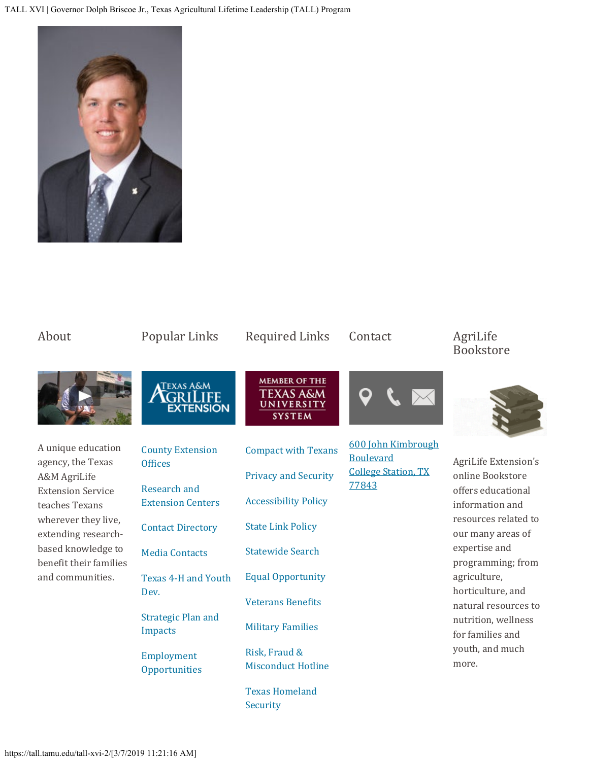## About

A unique education agency, the Texas A&M AgriLife Extension Service teaches Texans wherever they live, extending research-based knowledge to benefit their families and communities.

## Popular Links

- County Extension Offices
- Research and Extension Centers
- Contact Directory
- Media Contacts
- Texas 4-H and Youth Dev.
- Strategic Plan and Impacts
- Employment Opportunities

## Required Links

- Compact with Texans
- Privacy and Security
- Accessibility Policy
- State Link Policy
- Statewide Search
- Equal Opportunity
- Veterans Benefits
- Military Families
- Risk, Fraud & Misconduct Hotline
- Texas Homeland Security

## Contact

600 John Kimbrough Boulevard
College Station, TX 77843

## AgriLife Bookstore

AgriLife Extension's online Bookstore offers educational information and resources related to our many areas of expertise and programming; from agriculture, horticulture, and natural resources to nutrition, wellness for families and youth, and much more.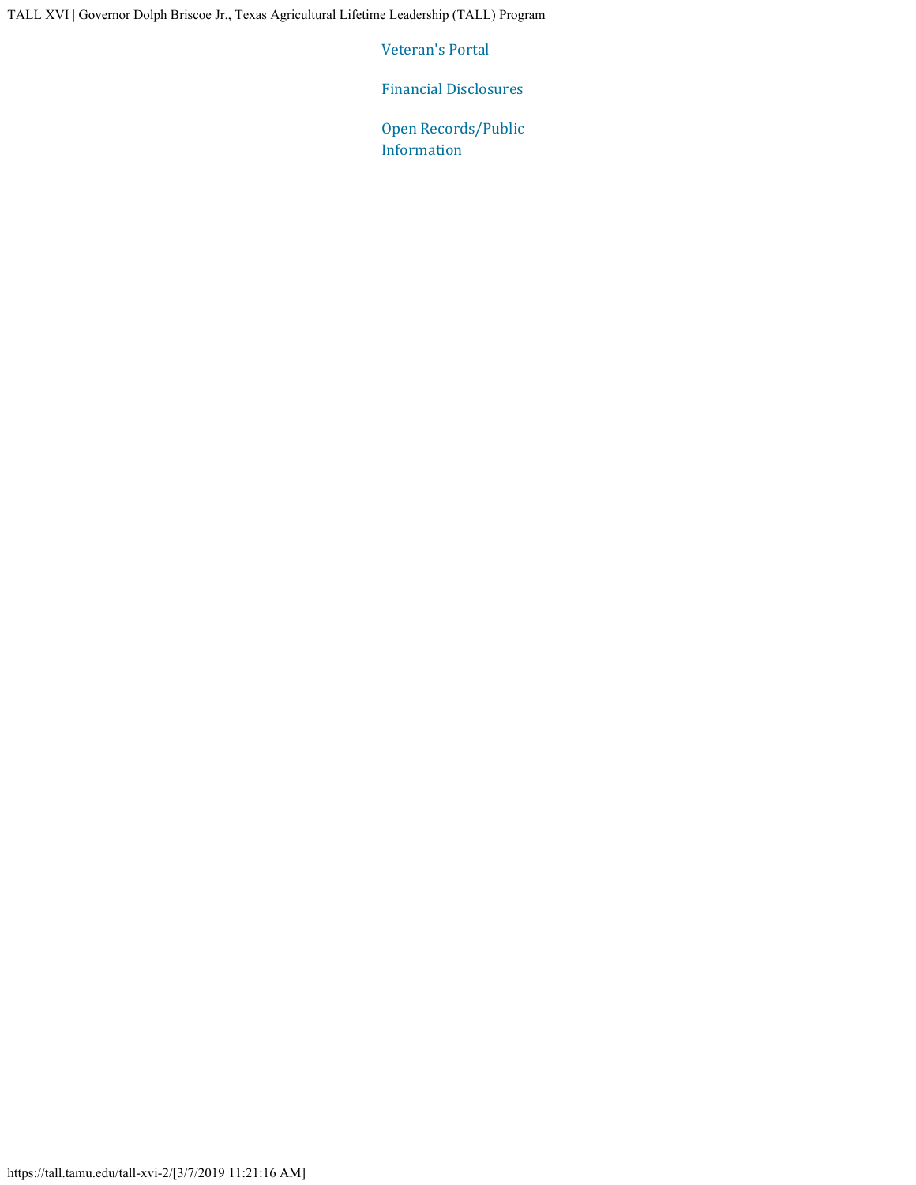Veteran's Portal

Financial Disclosures

Open Records/Public Information